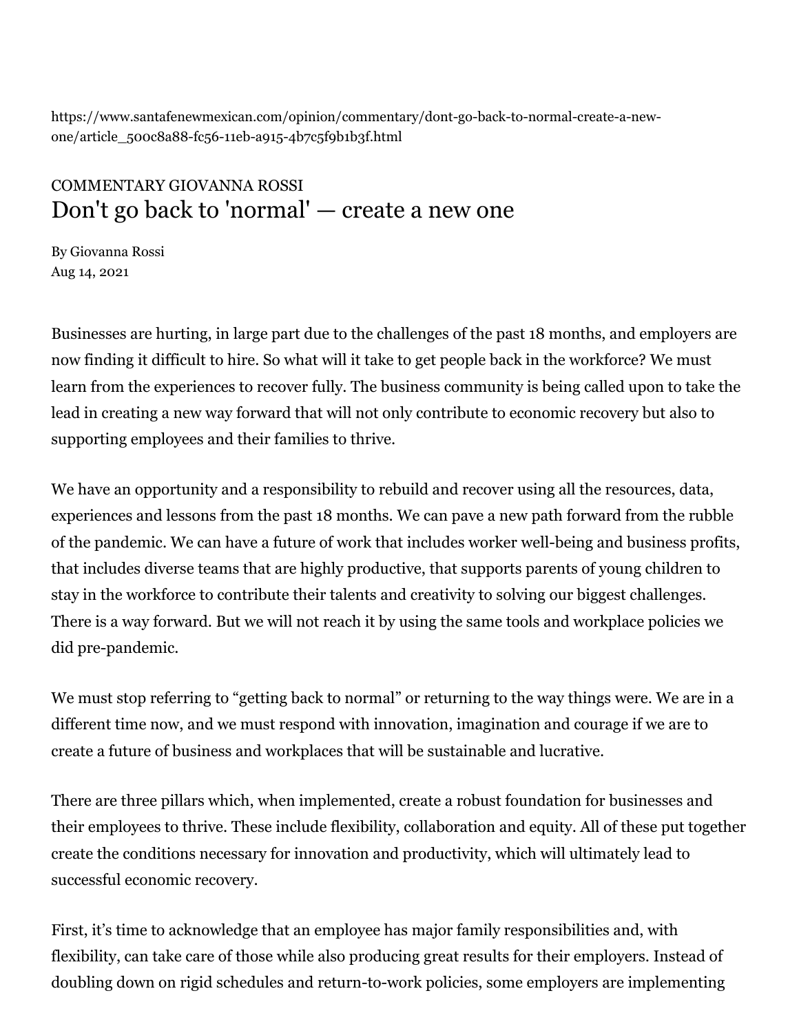https://www.santafenewmexican.com/opinion/commentary/dont-go-back-to-normal-create-a-new-one/article_500c8a88-fc56-11eb-a915-4b7c5f9b1b3f.html

COMMENTARY GIOVANNA ROSSI

# Don't go back to 'normal' — create a new one

By Giovanna Rossi
Aug 14, 2021

Businesses are hurting, in large part due to the challenges of the past 18 months, and employers are now finding it difficult to hire. So what will it take to get people back in the workforce? We must learn from the experiences to recover fully. The business community is being called upon to take the lead in creating a new way forward that will not only contribute to economic recovery but also to supporting employees and their families to thrive.

We have an opportunity and a responsibility to rebuild and recover using all the resources, data, experiences and lessons from the past 18 months. We can pave a new path forward from the rubble of the pandemic. We can have a future of work that includes worker well-being and business profits, that includes diverse teams that are highly productive, that supports parents of young children to stay in the workforce to contribute their talents and creativity to solving our biggest challenges. There is a way forward. But we will not reach it by using the same tools and workplace policies we did pre-pandemic.

We must stop referring to "getting back to normal" or returning to the way things were. We are in a different time now, and we must respond with innovation, imagination and courage if we are to create a future of business and workplaces that will be sustainable and lucrative.

There are three pillars which, when implemented, create a robust foundation for businesses and their employees to thrive. These include flexibility, collaboration and equity. All of these put together create the conditions necessary for innovation and productivity, which will ultimately lead to successful economic recovery.

First, it's time to acknowledge that an employee has major family responsibilities and, with flexibility, can take care of those while also producing great results for their employers. Instead of doubling down on rigid schedules and return-to-work policies, some employers are implementing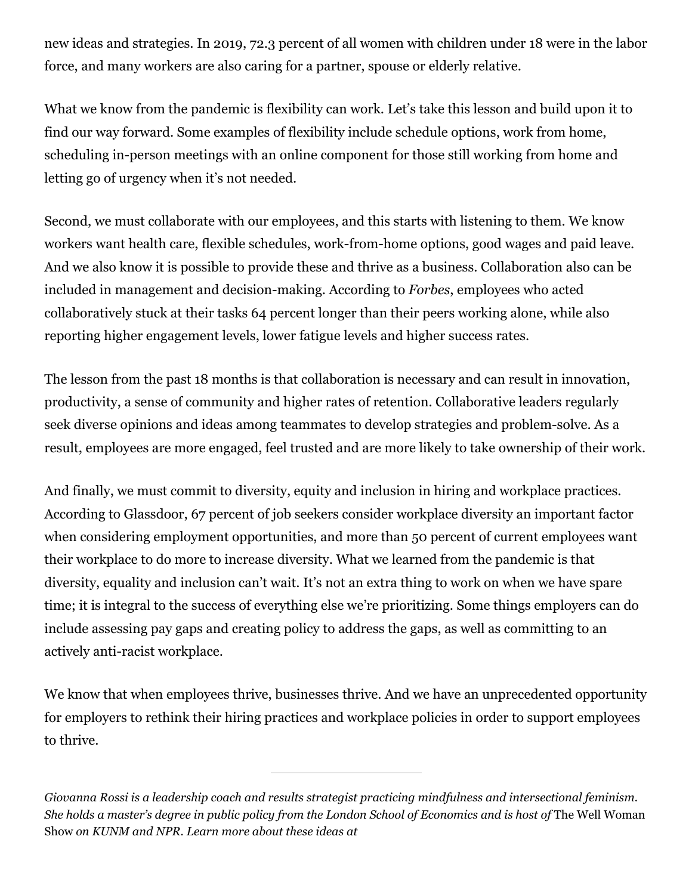new ideas and strategies. In 2019, 72.3 percent of all women with children under 18 were in the labor force, and many workers are also caring for a partner, spouse or elderly relative.

What we know from the pandemic is flexibility can work. Let's take this lesson and build upon it to find our way forward. Some examples of flexibility include schedule options, work from home, scheduling in-person meetings with an online component for those still working from home and letting go of urgency when it's not needed.

Second, we must collaborate with our employees, and this starts with listening to them. We know workers want health care, flexible schedules, work-from-home options, good wages and paid leave. And we also know it is possible to provide these and thrive as a business. Collaboration also can be included in management and decision-making. According to *Forbes*, employees who acted collaboratively stuck at their tasks 64 percent longer than their peers working alone, while also reporting higher engagement levels, lower fatigue levels and higher success rates.

The lesson from the past 18 months is that collaboration is necessary and can result in innovation, productivity, a sense of community and higher rates of retention. Collaborative leaders regularly seek diverse opinions and ideas among teammates to develop strategies and problem-solve. As a result, employees are more engaged, feel trusted and are more likely to take ownership of their work.

And finally, we must commit to diversity, equity and inclusion in hiring and workplace practices. According to Glassdoor, 67 percent of job seekers consider workplace diversity an important factor when considering employment opportunities, and more than 50 percent of current employees want their workplace to do more to increase diversity. What we learned from the pandemic is that diversity, equality and inclusion can't wait. It's not an extra thing to work on when we have spare time; it is integral to the success of everything else we're prioritizing. Some things employers can do include assessing pay gaps and creating policy to address the gaps, as well as committing to an actively anti-racist workplace.

We know that when employees thrive, businesses thrive. And we have an unprecedented opportunity for employers to rethink their hiring practices and workplace policies in order to support employees to thrive.

---

*Giovanna Rossi is a leadership coach and results strategist practicing mindfulness and intersectional feminism. She holds a master's degree in public policy from the London School of Economics and is host of* The Well Woman Show *on KUNM and NPR. Learn more about these ideas at*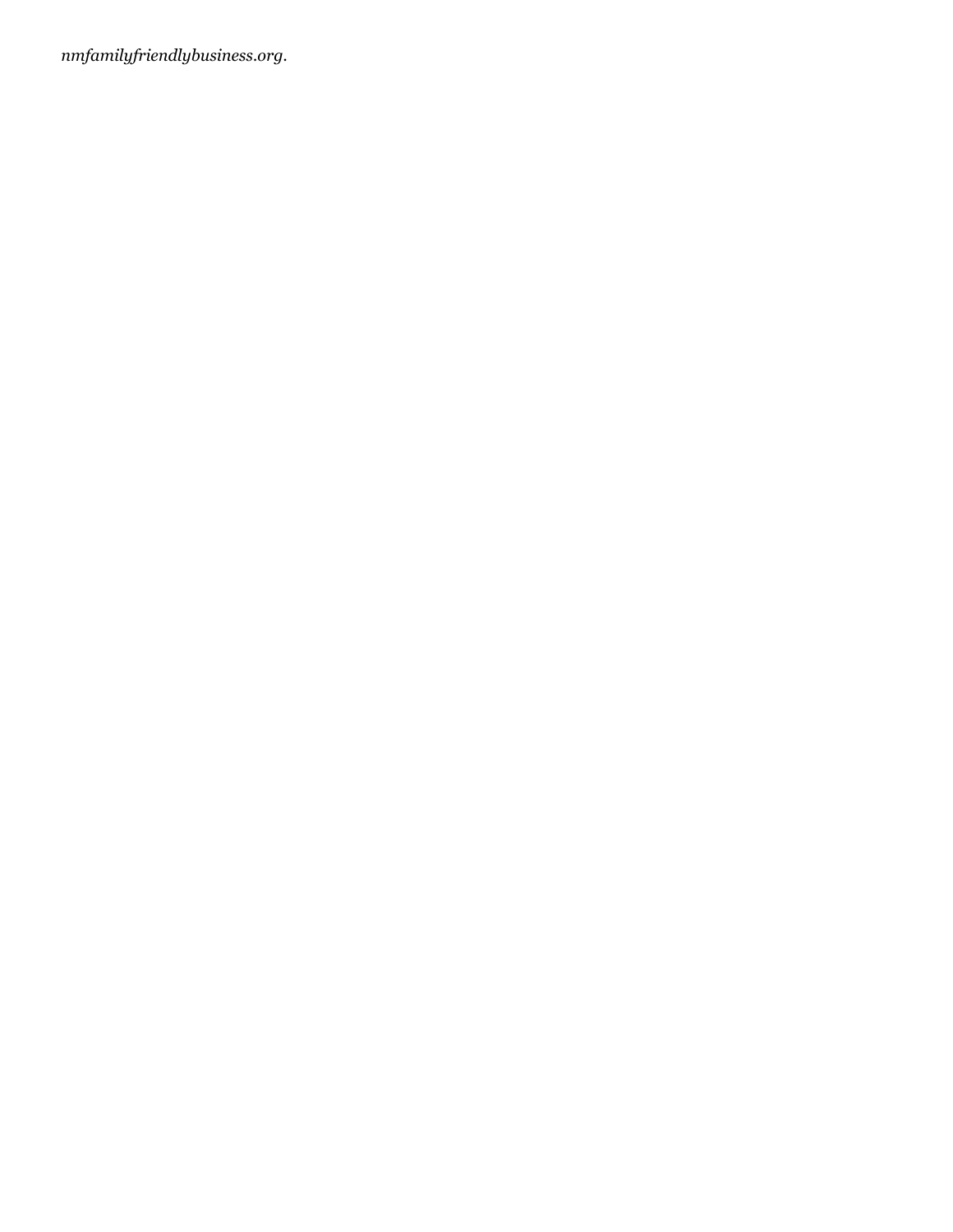*nmfamilyfriendlybusiness.org*.